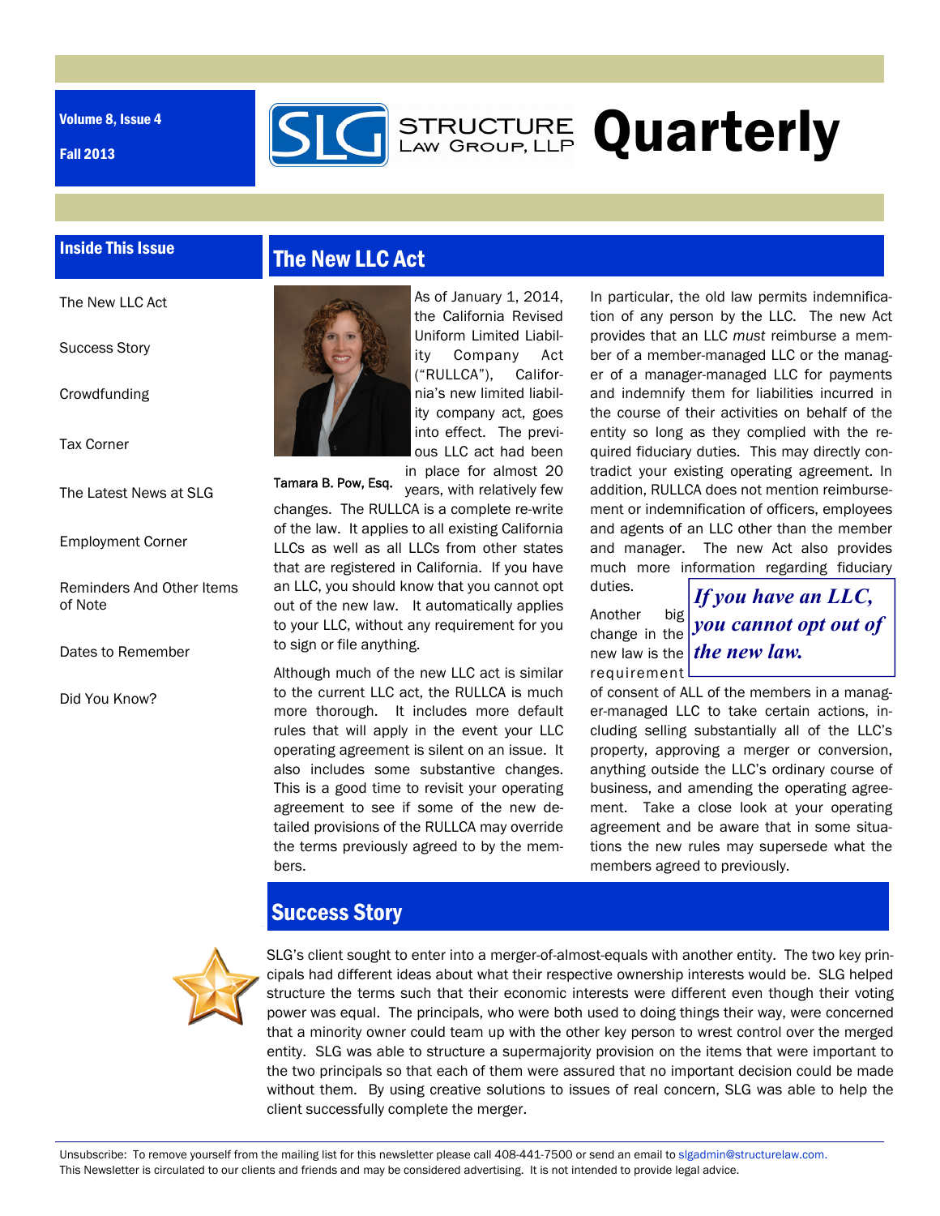Volume 8, Issue 4

Fall 2013

# STRUCTURE LAW GROUP, LLP Quarterly

## Inside This Issue

- The New LLC Act
- Success Story
- Crowdfunding
- Tax Corner
- The Latest News at SLG
- Employment Corner
- Reminders And Other Items of Note
- Dates to Remember
- Did You Know?

## The New LLC Act

Tamara B. Pow, Esq.

As of January 1, 2014, the California Revised Uniform Limited Liability Company Act ("RULLCA"), California's new limited liability company act, goes into effect. The previous LLC act had been in place for almost 20 years, with relatively few changes. The RULLCA is a complete re-write of the law. It applies to all existing California LLCs as well as all LLCs from other states that are registered in California. If you have an LLC, you should know that you cannot opt out of the new law. It automatically applies to your LLC, without any requirement for you to sign or file anything.

Although much of the new LLC act is similar to the current LLC act, the RULLCA is much more thorough. It includes more default rules that will apply in the event your LLC operating agreement is silent on an issue. It also includes some substantive changes. This is a good time to revisit your operating agreement to see if some of the new detailed provisions of the RULLCA may override the terms previously agreed to by the members.

In particular, the old law permits indemnification of any person by the LLC. The new Act provides that an LLC *must* reimburse a member of a member-managed LLC or the manager of a manager-managed LLC for payments and indemnify them for liabilities incurred in the course of their activities on behalf of the entity so long as they complied with the required fiduciary duties. This may directly contradict your existing operating agreement. In addition, RULLCA does not mention reimbursement or indemnification of officers, employees and agents of an LLC other than the member and manager. The new Act also provides much more information regarding fiduciary duties.

> ***If you have an LLC, you cannot opt out of the new law.***

Another big change in the new law is the requirement of consent of ALL of the members in a manager-managed LLC to take certain actions, including selling substantially all of the LLC's property, approving a merger or conversion, anything outside the LLC's ordinary course of business, and amending the operating agreement. Take a close look at your operating agreement and be aware that in some situations the new rules may supersede what the members agreed to previously.

## Success Story

SLG's client sought to enter into a merger-of-almost-equals with another entity. The two key principals had different ideas about what their respective ownership interests would be. SLG helped structure the terms such that their economic interests were different even though their voting power was equal. The principals, who were both used to doing things their way, were concerned that a minority owner could team up with the other key person to wrest control over the merged entity. SLG was able to structure a supermajority provision on the items that were important to the two principals so that each of them were assured that no important decision could be made without them. By using creative solutions to issues of real concern, SLG was able to help the client successfully complete the merger.

Unsubscribe: To remove yourself from the mailing list for this newsletter please call 408-441-7500 or send an email to slgadmin@structurelaw.com.
This Newsletter is circulated to our clients and friends and may be considered advertising. It is not intended to provide legal advice.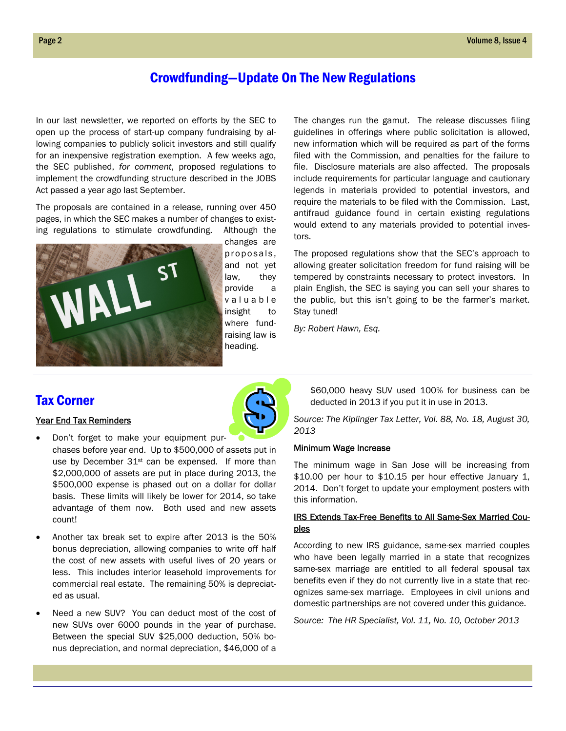## Crowdfunding—Update On The New Regulations

In our last newsletter, we reported on efforts by the SEC to open up the process of start-up company fundraising by allowing companies to publicly solicit investors and still qualify for an inexpensive registration exemption. A few weeks ago, the SEC published, *for comment*, proposed regulations to implement the crowdfunding structure described in the JOBS Act passed a year ago last September.

The proposals are contained in a release, running over 450 pages, in which the SEC makes a number of changes to existing regulations to stimulate crowdfunding. Although the changes are proposals, and not yet law, they provide a valuable insight to where fundraising law is heading.

The changes run the gamut. The release discusses filing guidelines in offerings where public solicitation is allowed, new information which will be required as part of the forms filed with the Commission, and penalties for the failure to file. Disclosure materials are also affected. The proposals include requirements for particular language and cautionary legends in materials provided to potential investors, and require the materials to be filed with the Commission. Last, antifraud guidance found in certain existing regulations would extend to any materials provided to potential investors.

The proposed regulations show that the SEC's approach to allowing greater solicitation freedom for fund raising will be tempered by constraints necessary to protect investors. In plain English, the SEC is saying you can sell your shares to the public, but this isn't going to be the farmer's market. Stay tuned!

*By: Robert Hawn, Esq.*

## Tax Corner

### Year End Tax Reminders

- Don't forget to make your equipment purchases before year end. Up to $500,000 of assets put in use by December 31st can be expensed. If more than $2,000,000 of assets are put in place during 2013, the $500,000 expense is phased out on a dollar for dollar basis. These limits will likely be lower for 2014, so take advantage of them now. Both used and new assets count!
- Another tax break set to expire after 2013 is the 50% bonus depreciation, allowing companies to write off half the cost of new assets with useful lives of 20 years or less. This includes interior leasehold improvements for commercial real estate. The remaining 50% is depreciated as usual.
- Need a new SUV? You can deduct most of the cost of new SUVs over 6000 pounds in the year of purchase. Between the special SUV $25,000 deduction, 50% bonus depreciation, and normal depreciation, $46,000 of a $60,000 heavy SUV used 100% for business can be deducted in 2013 if you put it in use in 2013.

*Source: The Kiplinger Tax Letter, Vol. 88, No. 18, August 30, 2013*

### Minimum Wage Increase

The minimum wage in San Jose will be increasing from $10.00 per hour to $10.15 per hour effective January 1, 2014. Don't forget to update your employment posters with this information.

### IRS Extends Tax-Free Benefits to All Same-Sex Married Couples

According to new IRS guidance, same-sex married couples who have been legally married in a state that recognizes same-sex marriage are entitled to all federal spousal tax benefits even if they do not currently live in a state that recognizes same-sex marriage. Employees in civil unions and domestic partnerships are not covered under this guidance.

*Source: The HR Specialist, Vol. 11, No. 10, October 2013*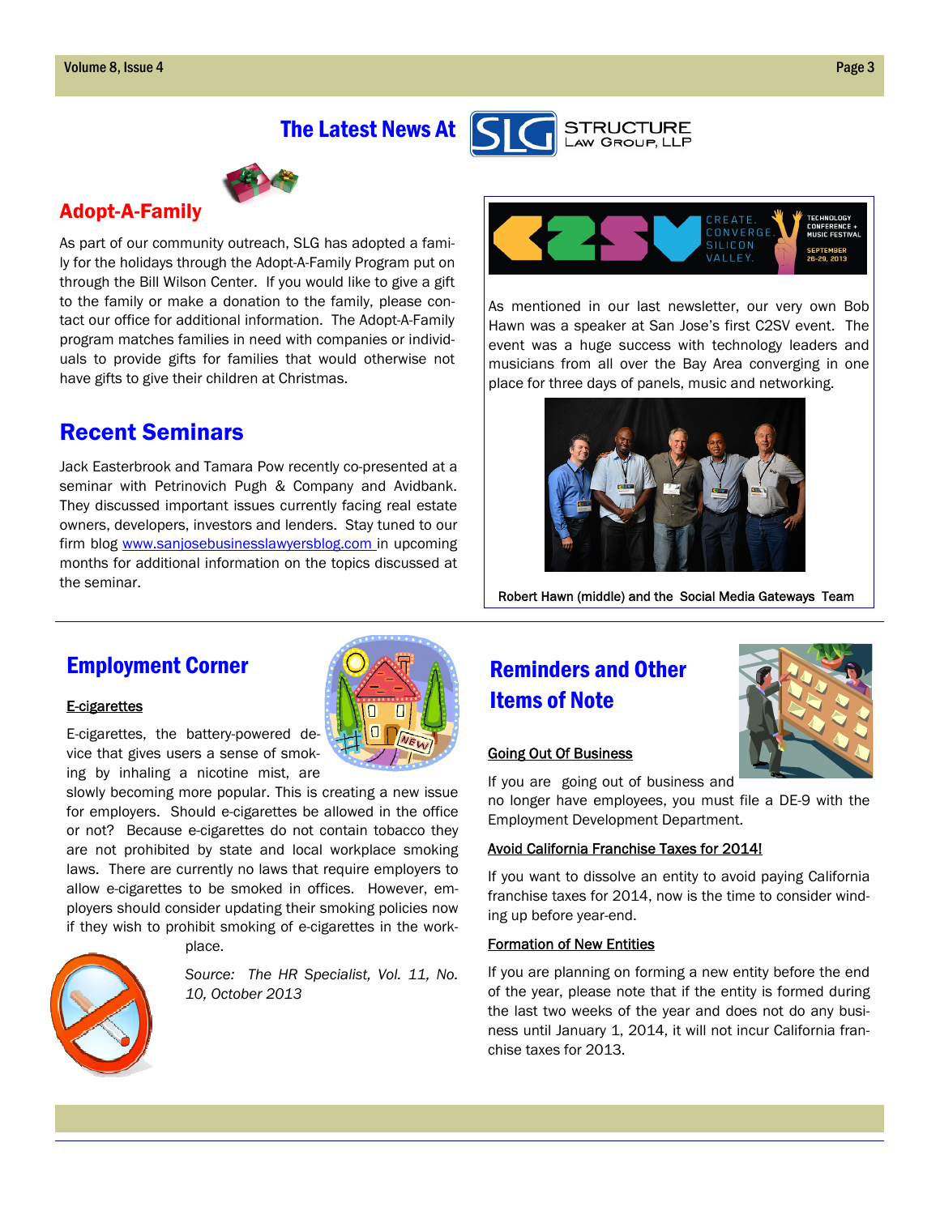# The Latest News At STRUCTURE Law Group, LLP

## Adopt-A-Family

As part of our community outreach, SLG has adopted a family for the holidays through the Adopt-A-Family Program put on through the Bill Wilson Center. If you would like to give a gift to the family or make a donation to the family, please contact our office for additional information. The Adopt-A-Family program matches families in need with companies or individuals to provide gifts for families that would otherwise not have gifts to give their children at Christmas.

## Recent Seminars

Jack Easterbrook and Tamara Pow recently co-presented at a seminar with Petrinovich Pugh & Company and Avidbank. They discussed important issues currently facing real estate owners, developers, investors and lenders. Stay tuned to our firm blog www.sanjosebusinesslawyersblog.com in upcoming months for additional information on the topics discussed at the seminar.

C2SV — CREATE. CONVERGE. SILICON VALLEY. TECHNOLOGY CONFERENCE + MUSIC FESTIVAL SEPTEMBER 26-29, 2013

As mentioned in our last newsletter, our very own Bob Hawn was a speaker at San Jose's first C2SV event. The event was a huge success with technology leaders and musicians from all over the Bay Area converging in one place for three days of panels, music and networking.

Robert Hawn (middle) and the Social Media Gateways Team

## Employment Corner

### E-cigarettes

E-cigarettes, the battery-powered device that gives users a sense of smoking by inhaling a nicotine mist, are slowly becoming more popular. This is creating a new issue for employers. Should e-cigarettes be allowed in the office or not? Because e-cigarettes do not contain tobacco they are not prohibited by state and local workplace smoking laws. There are currently no laws that require employers to allow e-cigarettes to be smoked in offices. However, employers should consider updating their smoking policies now if they wish to prohibit smoking of e-cigarettes in the workplace.

*Source: The HR Specialist, Vol. 11, No. 10, October 2013*

## Reminders and Other Items of Note

### Going Out Of Business

If you are going out of business and no longer have employees, you must file a DE-9 with the Employment Development Department.

### Avoid California Franchise Taxes for 2014!

If you want to dissolve an entity to avoid paying California franchise taxes for 2014, now is the time to consider winding up before year-end.

### Formation of New Entities

If you are planning on forming a new entity before the end of the year, please note that if the entity is formed during the last two weeks of the year and does not do any business until January 1, 2014, it will not incur California franchise taxes for 2013.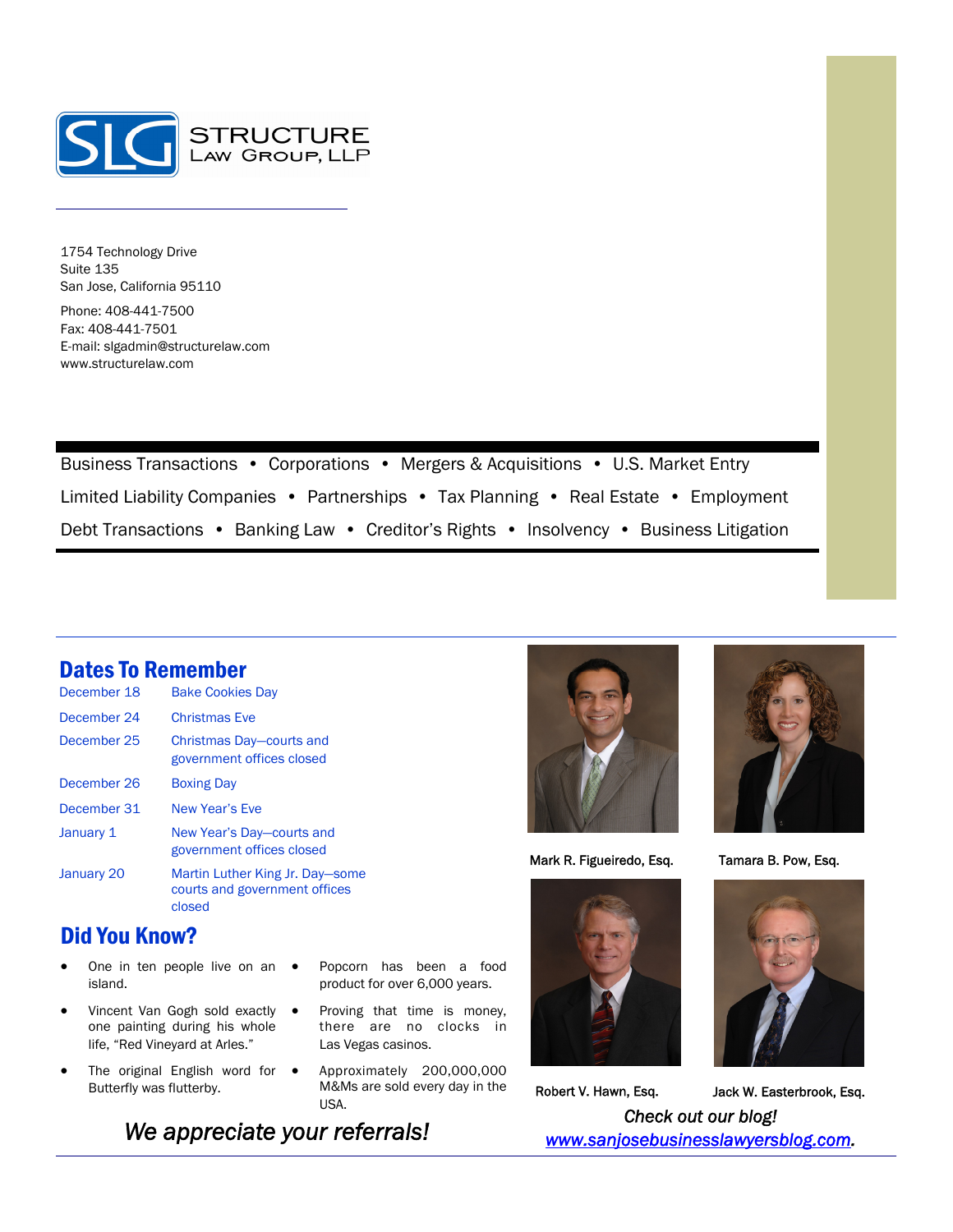STRUCTURE Law Group, LLP

1754 Technology Drive
Suite 135
San Jose, California 95110

Phone: 408-441-7500
Fax: 408-441-7501
E-mail: slgadmin@structurelaw.com
www.structurelaw.com

Business Transactions • Corporations • Mergers & Acquisitions • U.S. Market Entry
Limited Liability Companies • Partnerships • Tax Planning • Real Estate • Employment
Debt Transactions • Banking Law • Creditor's Rights • Insolvency • Business Litigation

## Dates To Remember

| | |
|---|---|
| December 18 | Bake Cookies Day |
| December 24 | Christmas Eve |
| December 25 | Christmas Day—courts and government offices closed |
| December 26 | Boxing Day |
| December 31 | New Year's Eve |
| January 1 | New Year's Day—courts and government offices closed |
| January 20 | Martin Luther King Jr. Day—some courts and government offices closed |

## Did You Know?

- One in ten people live on an island.
- Vincent Van Gogh sold exactly one painting during his whole life, "Red Vineyard at Arles."
- The original English word for Butterfly was flutterby.
- Popcorn has been a food product for over 6,000 years.
- Proving that time is money, there are no clocks in Las Vegas casinos.
- Approximately 200,000,000 M&Ms are sold every day in the USA.

*We appreciate your referrals!*

Mark R. Figueiredo, Esq.

Tamara B. Pow, Esq.

Robert V. Hawn, Esq.

Jack W. Easterbrook, Esq.

*Check out our blog!*
*www.sanjosebusinesslawyersblog.com.*